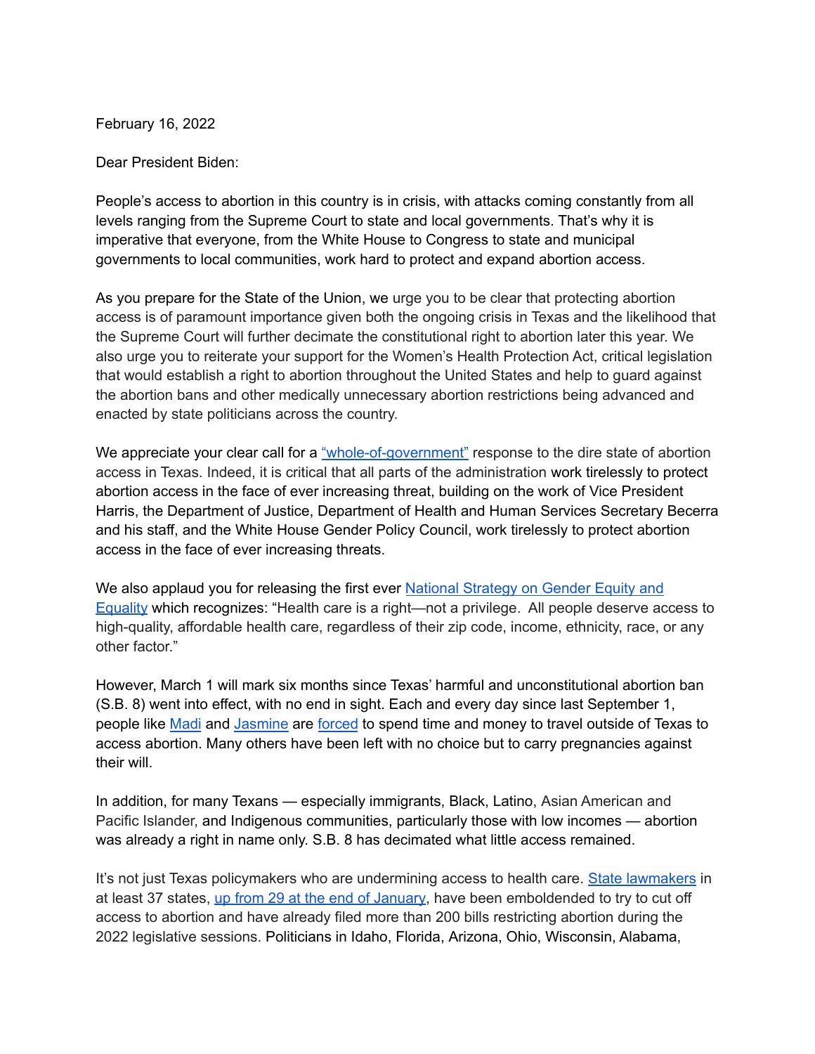February 16, 2022

Dear President Biden:

People's access to abortion in this country is in crisis, with attacks coming constantly from all levels ranging from the Supreme Court to state and local governments. That's why it is imperative that everyone, from the White House to Congress to state and municipal governments to local communities, work hard to protect and expand abortion access.

As you prepare for the State of the Union, we urge you to be clear that protecting abortion access is of paramount importance given both the ongoing crisis in Texas and the likelihood that the Supreme Court will further decimate the constitutional right to abortion later this year. We also urge you to reiterate your support for the Women's Health Protection Act, critical legislation that would establish a right to abortion throughout the United States and help to guard against the abortion bans and other medically unnecessary abortion restrictions being advanced and enacted by state politicians across the country.

We appreciate your clear call for a "whole-of-government" response to the dire state of abortion access in Texas. Indeed, it is critical that all parts of the administration work tirelessly to protect abortion access in the face of ever increasing threat, building on the work of Vice President Harris, the Department of Justice, Department of Health and Human Services Secretary Becerra and his staff, and the White House Gender Policy Council, work tirelessly to protect abortion access in the face of ever increasing threats.

We also applaud you for releasing the first ever National Strategy on Gender Equity and Equality which recognizes: "Health care is a right—not a privilege. All people deserve access to high-quality, affordable health care, regardless of their zip code, income, ethnicity, race, or any other factor."

However, March 1 will mark six months since Texas' harmful and unconstitutional abortion ban (S.B. 8) went into effect, with no end in sight. Each and every day since last September 1, people like Madi and Jasmine are forced to spend time and money to travel outside of Texas to access abortion. Many others have been left with no choice but to carry pregnancies against their will.

In addition, for many Texans — especially immigrants, Black, Latino, Asian American and Pacific Islander, and Indigenous communities, particularly those with low incomes — abortion was already a right in name only. S.B. 8 has decimated what little access remained.

It's not just Texas policymakers who are undermining access to health care. State lawmakers in at least 37 states, up from 29 at the end of January, have been emboldened to try to cut off access to abortion and have already filed more than 200 bills restricting abortion during the 2022 legislative sessions. Politicians in Idaho, Florida, Arizona, Ohio, Wisconsin, Alabama,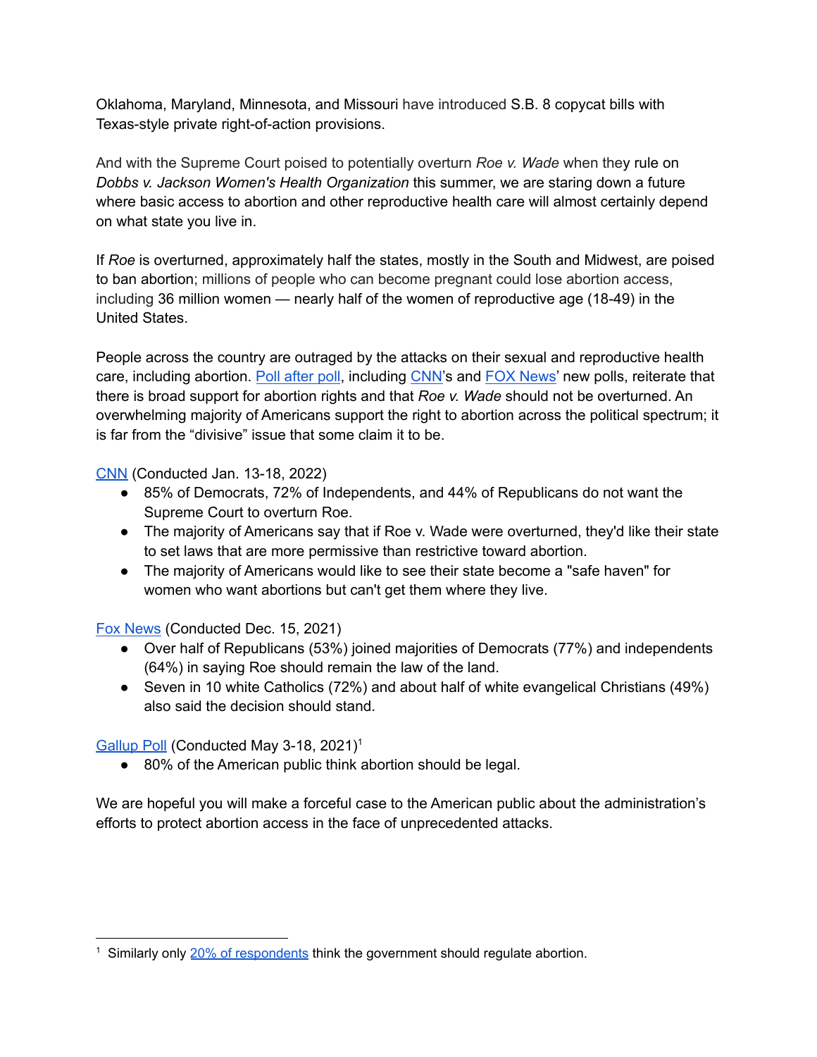Oklahoma, Maryland, Minnesota, and Missouri have introduced S.B. 8 copycat bills with Texas-style private right-of-action provisions.

And with the Supreme Court poised to potentially overturn *Roe v. Wade* when they rule on *Dobbs v. Jackson Women's Health Organization* this summer, we are staring down a future where basic access to abortion and other reproductive health care will almost certainly depend on what state you live in.

If *Roe* is overturned, approximately half the states, mostly in the South and Midwest, are poised to ban abortion; millions of people who can become pregnant could lose abortion access, including 36 million women — nearly half of the women of reproductive age (18-49) in the United States.

People across the country are outraged by the attacks on their sexual and reproductive health care, including abortion. Poll after poll, including CNN's and FOX News' new polls, reiterate that there is broad support for abortion rights and that *Roe v. Wade* should not be overturned. An overwhelming majority of Americans support the right to abortion across the political spectrum; it is far from the "divisive" issue that some claim it to be.

CNN (Conducted Jan. 13-18, 2022)

- 85% of Democrats, 72% of Independents, and 44% of Republicans do not want the Supreme Court to overturn Roe.
- The majority of Americans say that if Roe v. Wade were overturned, they'd like their state to set laws that are more permissive than restrictive toward abortion.
- The majority of Americans would like to see their state become a "safe haven" for women who want abortions but can't get them where they live.

Fox News (Conducted Dec. 15, 2021)

- Over half of Republicans (53%) joined majorities of Democrats (77%) and independents (64%) in saying Roe should remain the law of the land.
- Seven in 10 white Catholics (72%) and about half of white evangelical Christians (49%) also said the decision should stand.

Gallup Poll (Conducted May 3-18, 2021)[1]

- 80% of the American public think abortion should be legal.

We are hopeful you will make a forceful case to the American public about the administration's efforts to protect abortion access in the face of unprecedented attacks.

---

[1] Similarly only 20% of respondents think the government should regulate abortion.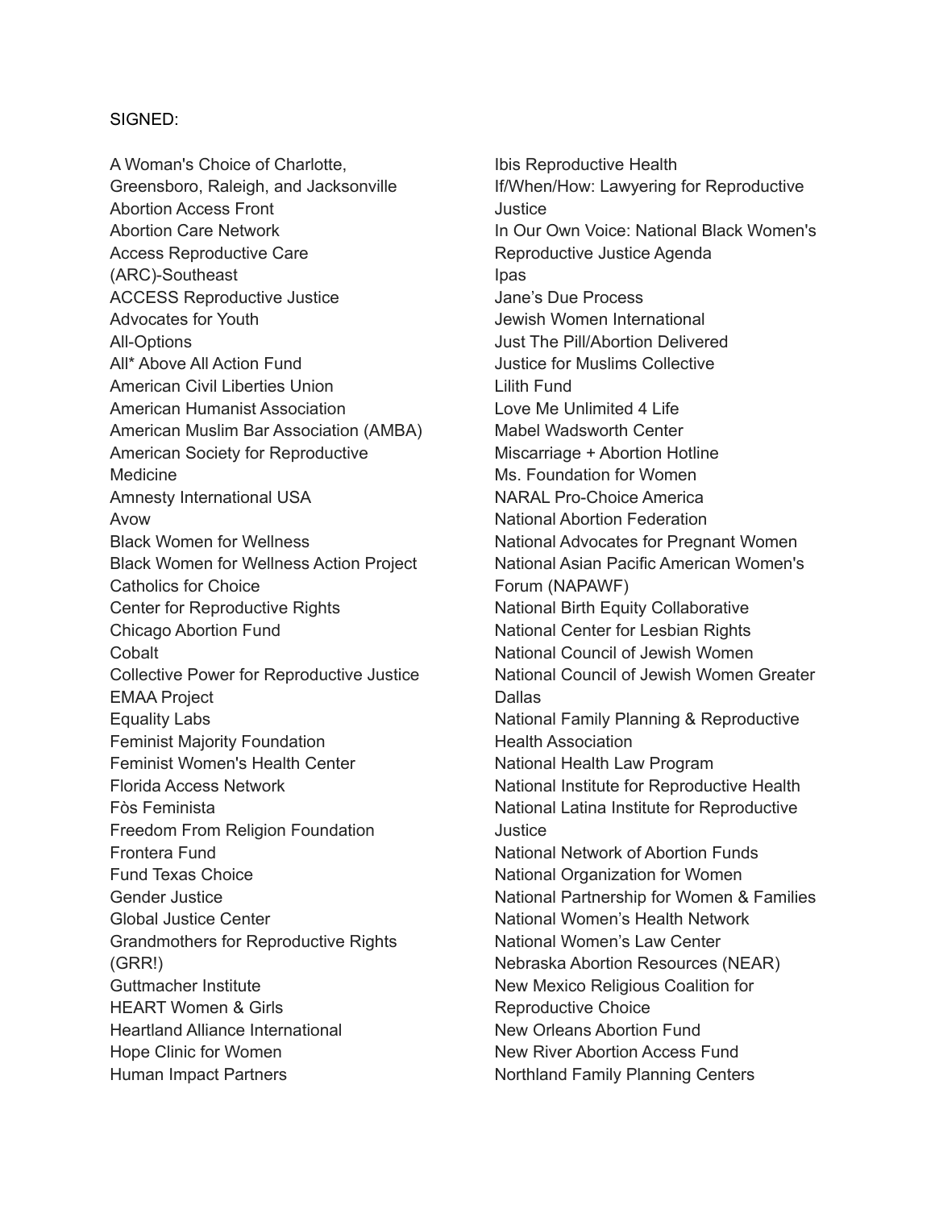SIGNED:

A Woman's Choice of Charlotte, Greensboro, Raleigh, and Jacksonville
Abortion Access Front
Abortion Care Network
Access Reproductive Care (ARC)-Southeast
ACCESS Reproductive Justice
Advocates for Youth
All-Options
All* Above All Action Fund
American Civil Liberties Union
American Humanist Association
American Muslim Bar Association (AMBA)
American Society for Reproductive Medicine
Amnesty International USA
Avow
Black Women for Wellness
Black Women for Wellness Action Project
Catholics for Choice
Center for Reproductive Rights
Chicago Abortion Fund
Cobalt
Collective Power for Reproductive Justice
EMAA Project
Equality Labs
Feminist Majority Foundation
Feminist Women's Health Center
Florida Access Network
Fòs Feminista
Freedom From Religion Foundation
Frontera Fund
Fund Texas Choice
Gender Justice
Global Justice Center
Grandmothers for Reproductive Rights (GRR!)
Guttmacher Institute
HEART Women & Girls
Heartland Alliance International
Hope Clinic for Women
Human Impact Partners
Ibis Reproductive Health
If/When/How: Lawyering for Reproductive Justice
In Our Own Voice: National Black Women's Reproductive Justice Agenda
Ipas
Jane's Due Process
Jewish Women International
Just The Pill/Abortion Delivered
Justice for Muslims Collective
Lilith Fund
Love Me Unlimited 4 Life
Mabel Wadsworth Center
Miscarriage + Abortion Hotline
Ms. Foundation for Women
NARAL Pro-Choice America
National Abortion Federation
National Advocates for Pregnant Women
National Asian Pacific American Women's Forum (NAPAWF)
National Birth Equity Collaborative
National Center for Lesbian Rights
National Council of Jewish Women
National Council of Jewish Women Greater Dallas
National Family Planning & Reproductive Health Association
National Health Law Program
National Institute for Reproductive Health
National Latina Institute for Reproductive Justice
National Network of Abortion Funds
National Organization for Women
National Partnership for Women & Families
National Women's Health Network
National Women's Law Center
Nebraska Abortion Resources (NEAR)
New Mexico Religious Coalition for Reproductive Choice
New Orleans Abortion Fund
New River Abortion Access Fund
Northland Family Planning Centers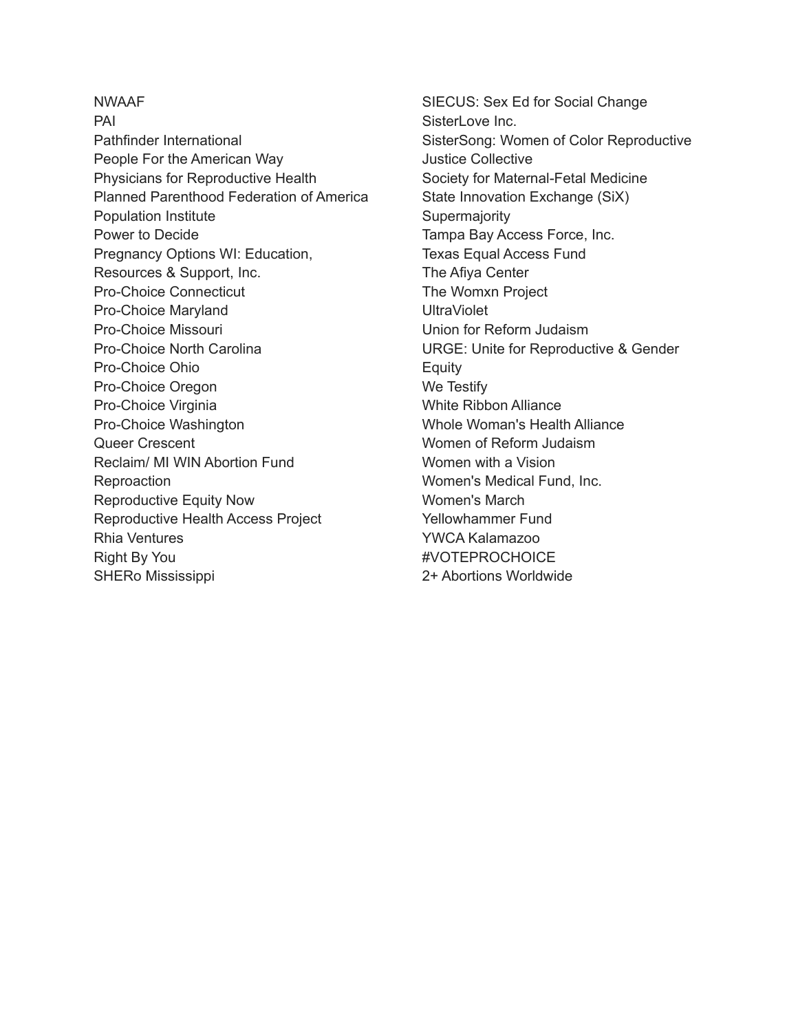NWAAF
PAI
Pathfinder International
People For the American Way
Physicians for Reproductive Health
Planned Parenthood Federation of America
Population Institute
Power to Decide
Pregnancy Options WI: Education, Resources & Support, Inc.
Pro-Choice Connecticut
Pro-Choice Maryland
Pro-Choice Missouri
Pro-Choice North Carolina
Pro-Choice Ohio
Pro-Choice Oregon
Pro-Choice Virginia
Pro-Choice Washington
Queer Crescent
Reclaim/ MI WIN Abortion Fund
Reproaction
Reproductive Equity Now
Reproductive Health Access Project
Rhia Ventures
Right By You
SHERo Mississippi
SIECUS: Sex Ed for Social Change
SisterLove Inc.
SisterSong: Women of Color Reproductive Justice Collective
Society for Maternal-Fetal Medicine
State Innovation Exchange (SiX)
Supermajority
Tampa Bay Access Force, Inc.
Texas Equal Access Fund
The Afiya Center
The Womxn Project
UltraViolet
Union for Reform Judaism
URGE: Unite for Reproductive & Gender Equity
We Testify
White Ribbon Alliance
Whole Woman's Health Alliance
Women of Reform Judaism
Women with a Vision
Women's Medical Fund, Inc.
Women's March
Yellowhammer Fund
YWCA Kalamazoo
#VOTEPROCHOICE
2+ Abortions Worldwide